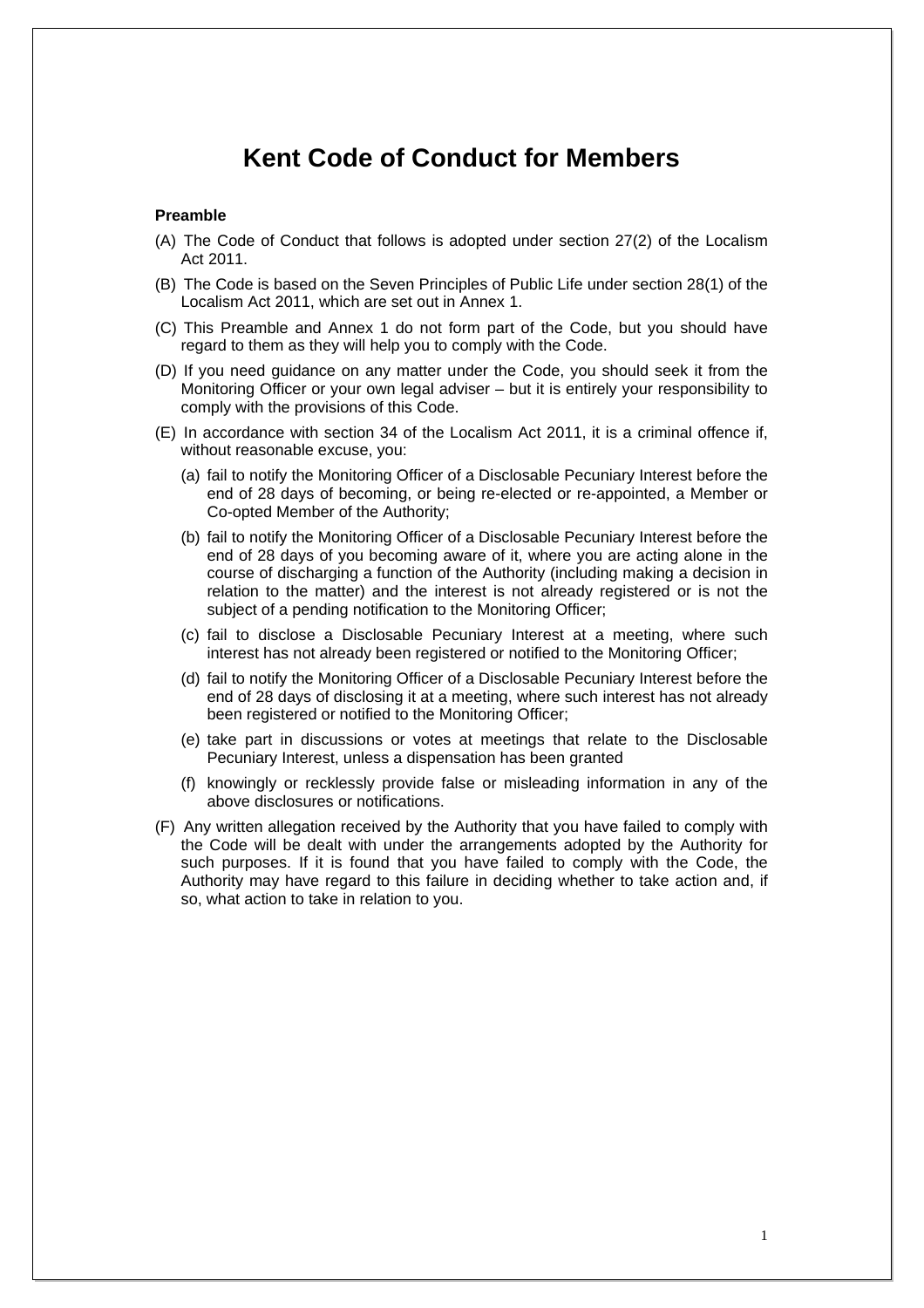# Kent Code of Conduct for Members

**Preamble**

(A) The Code of Conduct that follows is adopted under section 27(2) of the Localism Act 2011.

(B) The Code is based on the Seven Principles of Public Life under section 28(1) of the Localism Act 2011, which are set out in Annex 1.

(C) This Preamble and Annex 1 do not form part of the Code, but you should have regard to them as they will help you to comply with the Code.

(D) If you need guidance on any matter under the Code, you should seek it from the Monitoring Officer or your own legal adviser – but it is entirely your responsibility to comply with the provisions of this Code.

(E) In accordance with section 34 of the Localism Act 2011, it is a criminal offence if, without reasonable excuse, you:

- (a) fail to notify the Monitoring Officer of a Disclosable Pecuniary Interest before the end of 28 days of becoming, or being re-elected or re-appointed, a Member or Co-opted Member of the Authority;
- (b) fail to notify the Monitoring Officer of a Disclosable Pecuniary Interest before the end of 28 days of you becoming aware of it, where you are acting alone in the course of discharging a function of the Authority (including making a decision in relation to the matter) and the interest is not already registered or is not the subject of a pending notification to the Monitoring Officer;
- (c) fail to disclose a Disclosable Pecuniary Interest at a meeting, where such interest has not already been registered or notified to the Monitoring Officer;
- (d) fail to notify the Monitoring Officer of a Disclosable Pecuniary Interest before the end of 28 days of disclosing it at a meeting, where such interest has not already been registered or notified to the Monitoring Officer;
- (e) take part in discussions or votes at meetings that relate to the Disclosable Pecuniary Interest, unless a dispensation has been granted
- (f) knowingly or recklessly provide false or misleading information in any of the above disclosures or notifications.

(F) Any written allegation received by the Authority that you have failed to comply with the Code will be dealt with under the arrangements adopted by the Authority for such purposes. If it is found that you have failed to comply with the Code, the Authority may have regard to this failure in deciding whether to take action and, if so, what action to take in relation to you.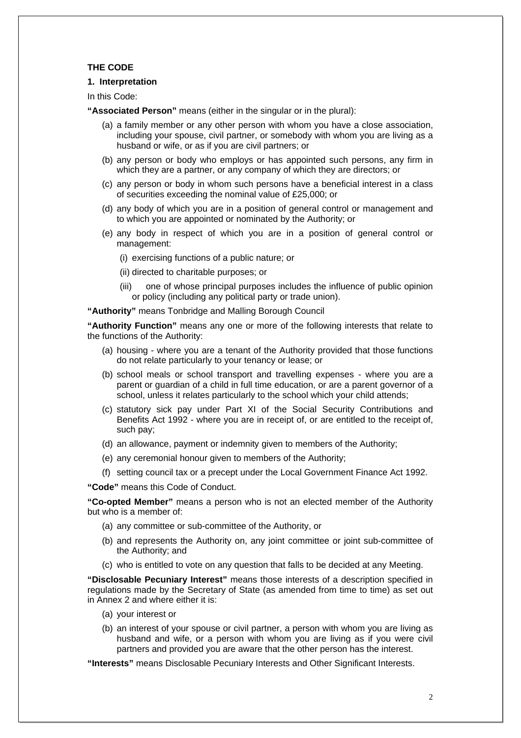**THE CODE**

**1. Interpretation**

In this Code:

**"Associated Person"** means (either in the singular or in the plural):

(a) a family member or any other person with whom you have a close association, including your spouse, civil partner, or somebody with whom you are living as a husband or wife, or as if you are civil partners; or

(b) any person or body who employs or has appointed such persons, any firm in which they are a partner, or any company of which they are directors; or

(c) any person or body in whom such persons have a beneficial interest in a class of securities exceeding the nominal value of £25,000; or

(d) any body of which you are in a position of general control or management and to which you are appointed or nominated by the Authority; or

(e) any body in respect of which you are in a position of general control or management:

(i) exercising functions of a public nature; or

(ii) directed to charitable purposes; or

(iii) one of whose principal purposes includes the influence of public opinion or policy (including any political party or trade union).

**"Authority"** means Tonbridge and Malling Borough Council

**"Authority Function"** means any one or more of the following interests that relate to the functions of the Authority:

(a) housing - where you are a tenant of the Authority provided that those functions do not relate particularly to your tenancy or lease; or

(b) school meals or school transport and travelling expenses - where you are a parent or guardian of a child in full time education, or are a parent governor of a school, unless it relates particularly to the school which your child attends;

(c) statutory sick pay under Part XI of the Social Security Contributions and Benefits Act 1992 - where you are in receipt of, or are entitled to the receipt of, such pay;

(d) an allowance, payment or indemnity given to members of the Authority;

(e) any ceremonial honour given to members of the Authority;

(f) setting council tax or a precept under the Local Government Finance Act 1992.

**"Code"** means this Code of Conduct.

**"Co-opted Member"** means a person who is not an elected member of the Authority but who is a member of:

(a) any committee or sub-committee of the Authority, or

(b) and represents the Authority on, any joint committee or joint sub-committee of the Authority; and

(c) who is entitled to vote on any question that falls to be decided at any Meeting.

**"Disclosable Pecuniary Interest"** means those interests of a description specified in regulations made by the Secretary of State (as amended from time to time) as set out in Annex 2 and where either it is:

(a) your interest or

(b) an interest of your spouse or civil partner, a person with whom you are living as husband and wife, or a person with whom you are living as if you were civil partners and provided you are aware that the other person has the interest.

**"Interests"** means Disclosable Pecuniary Interests and Other Significant Interests.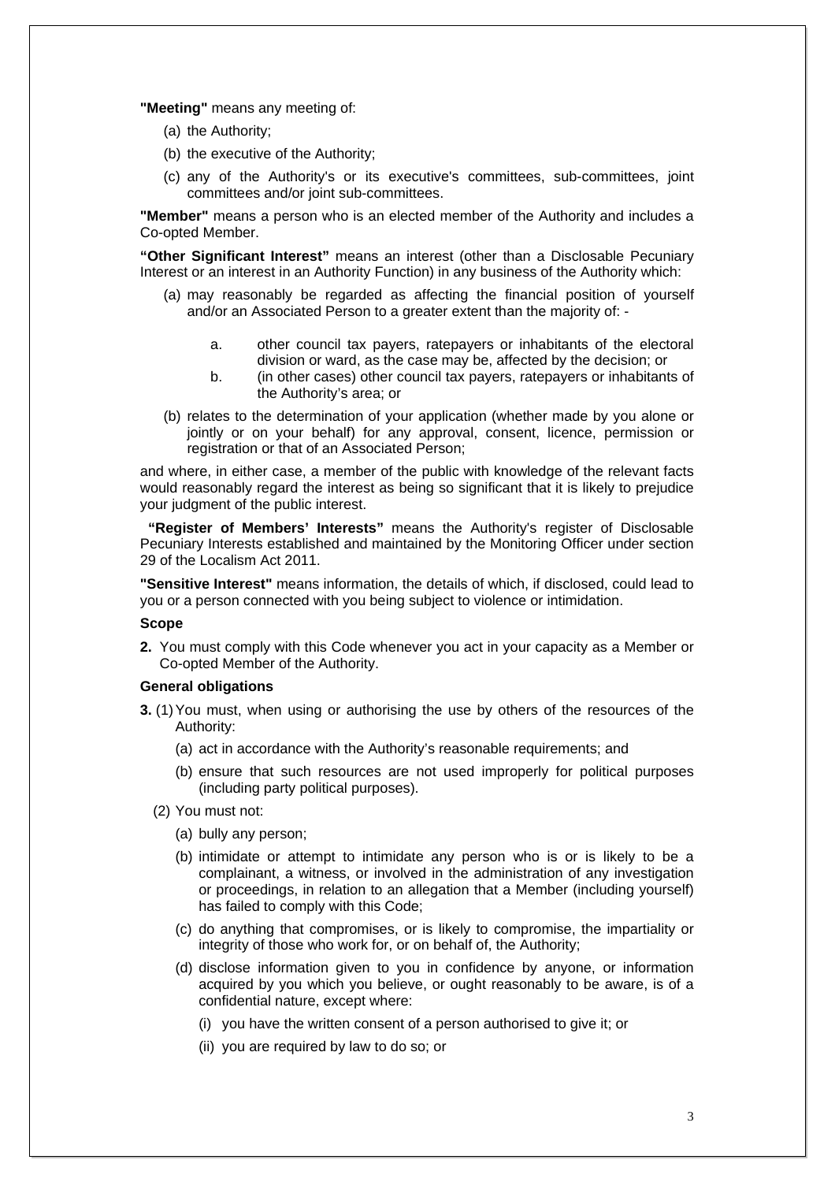**"Meeting"** means any meeting of:

(a) the Authority;

(b) the executive of the Authority;

(c) any of the Authority's or its executive's committees, sub-committees, joint committees and/or joint sub-committees.

**"Member"** means a person who is an elected member of the Authority and includes a Co-opted Member.

**"Other Significant Interest"** means an interest (other than a Disclosable Pecuniary Interest or an interest in an Authority Function) in any business of the Authority which:

(a) may reasonably be regarded as affecting the financial position of yourself and/or an Associated Person to a greater extent than the majority of: -

   a. other council tax payers, ratepayers or inhabitants of the electoral division or ward, as the case may be, affected by the decision; or

   b. (in other cases) other council tax payers, ratepayers or inhabitants of the Authority's area; or

(b) relates to the determination of your application (whether made by you alone or jointly or on your behalf) for any approval, consent, licence, permission or registration or that of an Associated Person;

and where, in either case, a member of the public with knowledge of the relevant facts would reasonably regard the interest as being so significant that it is likely to prejudice your judgment of the public interest.

**"Register of Members' Interests"** means the Authority's register of Disclosable Pecuniary Interests established and maintained by the Monitoring Officer under section 29 of the Localism Act 2011.

**"Sensitive Interest"** means information, the details of which, if disclosed, could lead to you or a person connected with you being subject to violence or intimidation.

**Scope**

**2.** You must comply with this Code whenever you act in your capacity as a Member or Co-opted Member of the Authority.

**General obligations**

**3.** (1) You must, when using or authorising the use by others of the resources of the Authority:

(a) act in accordance with the Authority's reasonable requirements; and

(b) ensure that such resources are not used improperly for political purposes (including party political purposes).

(2) You must not:

(a) bully any person;

(b) intimidate or attempt to intimidate any person who is or is likely to be a complainant, a witness, or involved in the administration of any investigation or proceedings, in relation to an allegation that a Member (including yourself) has failed to comply with this Code;

(c) do anything that compromises, or is likely to compromise, the impartiality or integrity of those who work for, or on behalf of, the Authority;

(d) disclose information given to you in confidence by anyone, or information acquired by you which you believe, or ought reasonably to be aware, is of a confidential nature, except where:

   (i) you have the written consent of a person authorised to give it; or

   (ii) you are required by law to do so; or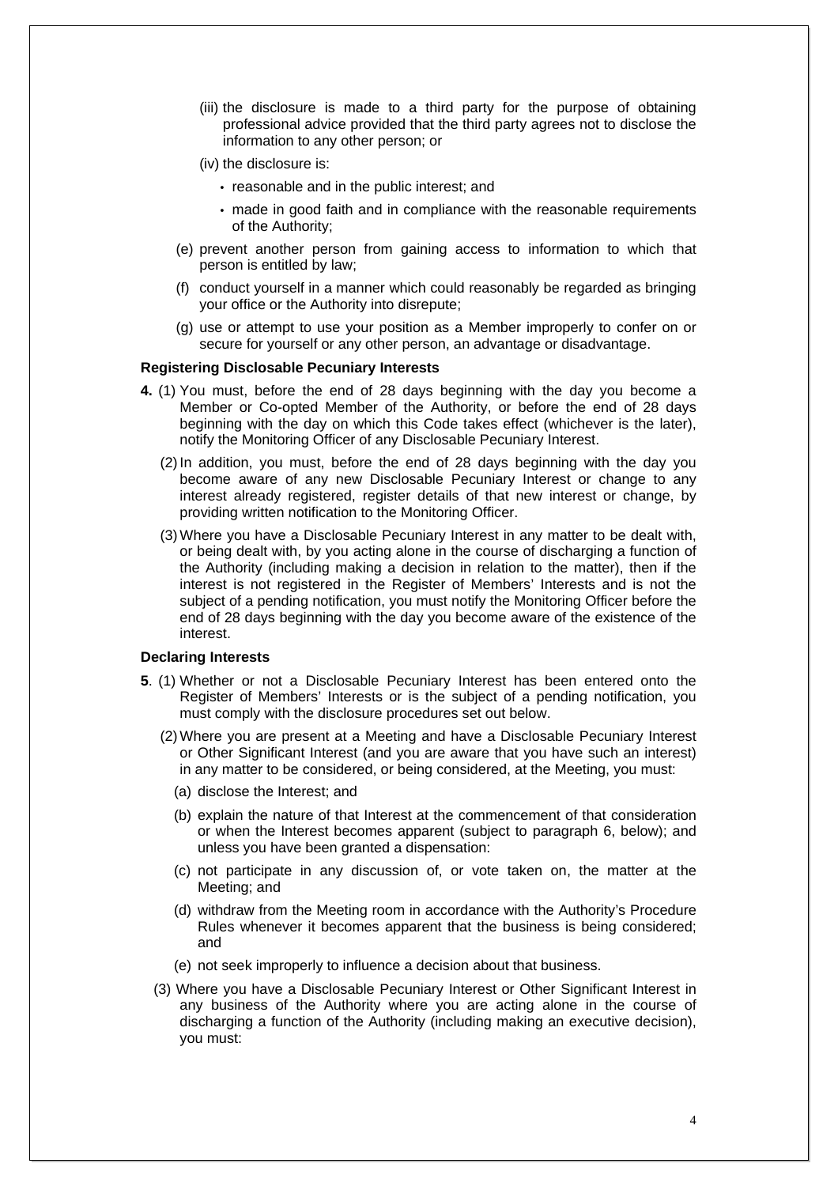(iii) the disclosure is made to a third party for the purpose of obtaining professional advice provided that the third party agrees not to disclose the information to any other person; or

(iv) the disclosure is:

- reasonable and in the public interest; and
- made in good faith and in compliance with the reasonable requirements of the Authority;

(e) prevent another person from gaining access to information to which that person is entitled by law;

(f) conduct yourself in a manner which could reasonably be regarded as bringing your office or the Authority into disrepute;

(g) use or attempt to use your position as a Member improperly to confer on or secure for yourself or any other person, an advantage or disadvantage.

**Registering Disclosable Pecuniary Interests**

**4.** (1) You must, before the end of 28 days beginning with the day you become a Member or Co-opted Member of the Authority, or before the end of 28 days beginning with the day on which this Code takes effect (whichever is the later), notify the Monitoring Officer of any Disclosable Pecuniary Interest.

(2) In addition, you must, before the end of 28 days beginning with the day you become aware of any new Disclosable Pecuniary Interest or change to any interest already registered, register details of that new interest or change, by providing written notification to the Monitoring Officer.

(3) Where you have a Disclosable Pecuniary Interest in any matter to be dealt with, or being dealt with, by you acting alone in the course of discharging a function of the Authority (including making a decision in relation to the matter), then if the interest is not registered in the Register of Members' Interests and is not the subject of a pending notification, you must notify the Monitoring Officer before the end of 28 days beginning with the day you become aware of the existence of the interest.

**Declaring Interests**

**5**. (1) Whether or not a Disclosable Pecuniary Interest has been entered onto the Register of Members' Interests or is the subject of a pending notification, you must comply with the disclosure procedures set out below.

(2) Where you are present at a Meeting and have a Disclosable Pecuniary Interest or Other Significant Interest (and you are aware that you have such an interest) in any matter to be considered, or being considered, at the Meeting, you must:

(a) disclose the Interest; and

(b) explain the nature of that Interest at the commencement of that consideration or when the Interest becomes apparent (subject to paragraph 6, below); and unless you have been granted a dispensation:

(c) not participate in any discussion of, or vote taken on, the matter at the Meeting; and

(d) withdraw from the Meeting room in accordance with the Authority's Procedure Rules whenever it becomes apparent that the business is being considered; and

(e) not seek improperly to influence a decision about that business.

(3) Where you have a Disclosable Pecuniary Interest or Other Significant Interest in any business of the Authority where you are acting alone in the course of discharging a function of the Authority (including making an executive decision), you must: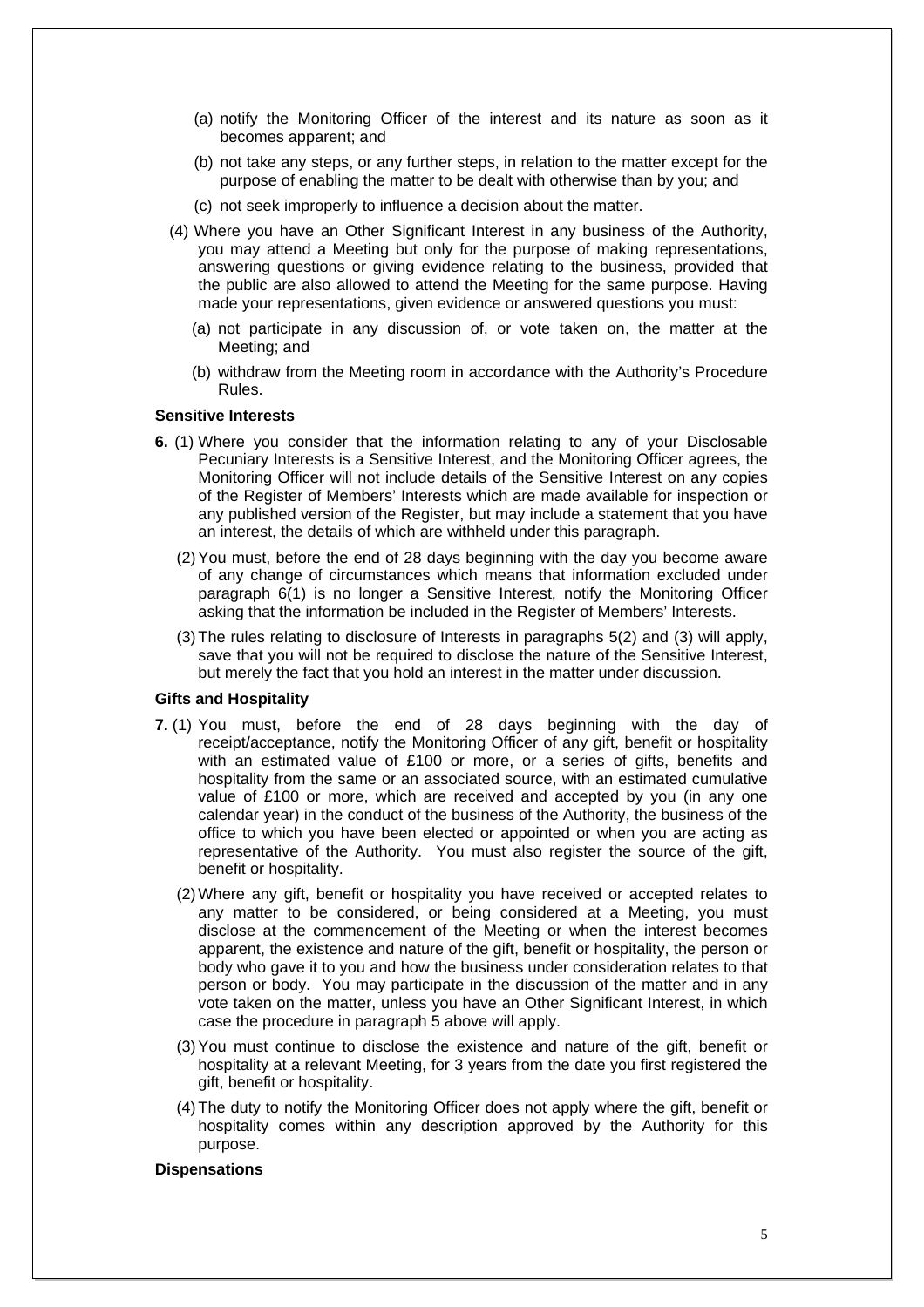(a) notify the Monitoring Officer of the interest and its nature as soon as it becomes apparent; and

(b) not take any steps, or any further steps, in relation to the matter except for the purpose of enabling the matter to be dealt with otherwise than by you; and

(c) not seek improperly to influence a decision about the matter.

(4) Where you have an Other Significant Interest in any business of the Authority, you may attend a Meeting but only for the purpose of making representations, answering questions or giving evidence relating to the business, provided that the public are also allowed to attend the Meeting for the same purpose. Having made your representations, given evidence or answered questions you must:

(a) not participate in any discussion of, or vote taken on, the matter at the Meeting; and

(b) withdraw from the Meeting room in accordance with the Authority's Procedure Rules.

**Sensitive Interests**

**6.** (1) Where you consider that the information relating to any of your Disclosable Pecuniary Interests is a Sensitive Interest, and the Monitoring Officer agrees, the Monitoring Officer will not include details of the Sensitive Interest on any copies of the Register of Members' Interests which are made available for inspection or any published version of the Register, but may include a statement that you have an interest, the details of which are withheld under this paragraph.

(2) You must, before the end of 28 days beginning with the day you become aware of any change of circumstances which means that information excluded under paragraph 6(1) is no longer a Sensitive Interest, notify the Monitoring Officer asking that the information be included in the Register of Members' Interests.

(3) The rules relating to disclosure of Interests in paragraphs 5(2) and (3) will apply, save that you will not be required to disclose the nature of the Sensitive Interest, but merely the fact that you hold an interest in the matter under discussion.

**Gifts and Hospitality**

**7.** (1) You must, before the end of 28 days beginning with the day of receipt/acceptance, notify the Monitoring Officer of any gift, benefit or hospitality with an estimated value of £100 or more, or a series of gifts, benefits and hospitality from the same or an associated source, with an estimated cumulative value of £100 or more, which are received and accepted by you (in any one calendar year) in the conduct of the business of the Authority, the business of the office to which you have been elected or appointed or when you are acting as representative of the Authority. You must also register the source of the gift, benefit or hospitality.

(2) Where any gift, benefit or hospitality you have received or accepted relates to any matter to be considered, or being considered at a Meeting, you must disclose at the commencement of the Meeting or when the interest becomes apparent, the existence and nature of the gift, benefit or hospitality, the person or body who gave it to you and how the business under consideration relates to that person or body. You may participate in the discussion of the matter and in any vote taken on the matter, unless you have an Other Significant Interest, in which case the procedure in paragraph 5 above will apply.

(3) You must continue to disclose the existence and nature of the gift, benefit or hospitality at a relevant Meeting, for 3 years from the date you first registered the gift, benefit or hospitality.

(4) The duty to notify the Monitoring Officer does not apply where the gift, benefit or hospitality comes within any description approved by the Authority for this purpose.

**Dispensations**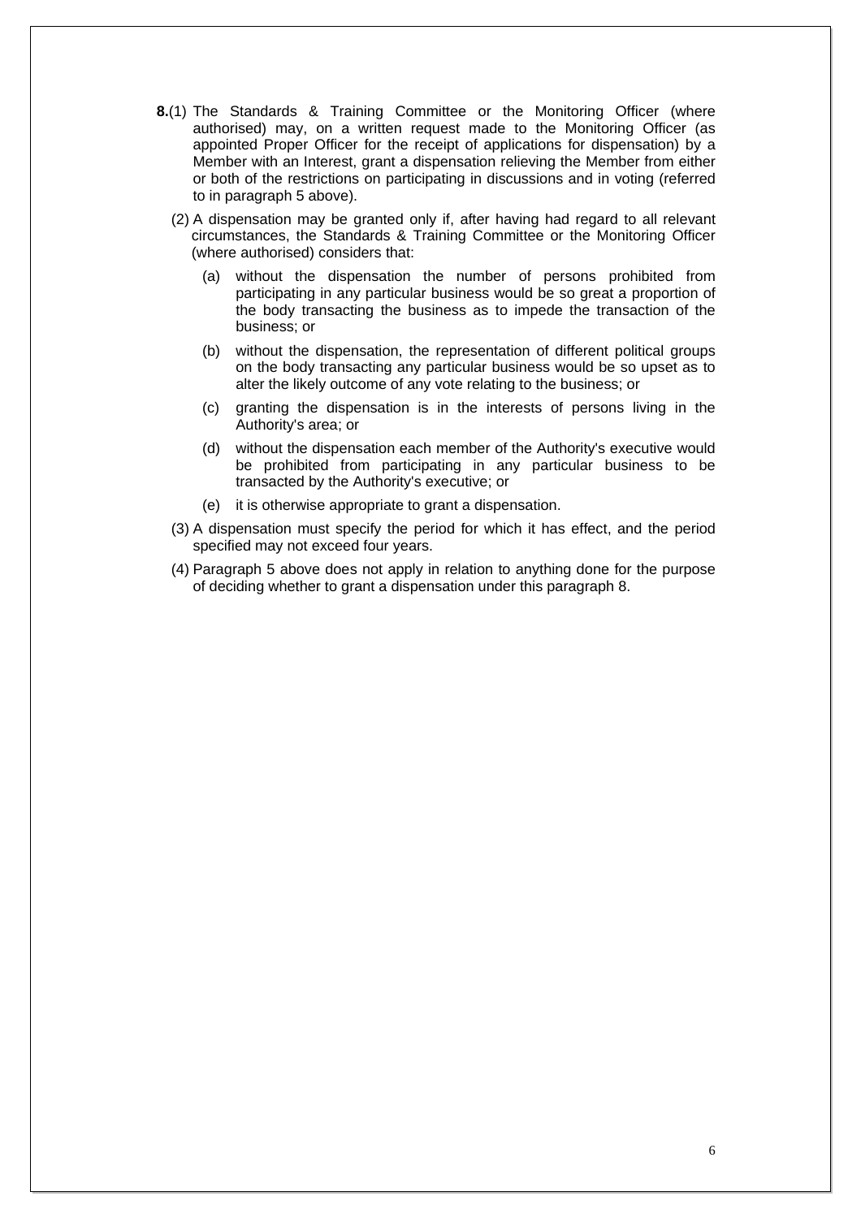**8.**(1) The Standards & Training Committee or the Monitoring Officer (where authorised) may, on a written request made to the Monitoring Officer (as appointed Proper Officer for the receipt of applications for dispensation) by a Member with an Interest, grant a dispensation relieving the Member from either or both of the restrictions on participating in discussions and in voting (referred to in paragraph 5 above).

(2) A dispensation may be granted only if, after having had regard to all relevant circumstances, the Standards & Training Committee or the Monitoring Officer (where authorised) considers that:

- (a) without the dispensation the number of persons prohibited from participating in any particular business would be so great a proportion of the body transacting the business as to impede the transaction of the business; or
- (b) without the dispensation, the representation of different political groups on the body transacting any particular business would be so upset as to alter the likely outcome of any vote relating to the business; or
- (c) granting the dispensation is in the interests of persons living in the Authority's area; or
- (d) without the dispensation each member of the Authority's executive would be prohibited from participating in any particular business to be transacted by the Authority's executive; or
- (e) it is otherwise appropriate to grant a dispensation.

(3) A dispensation must specify the period for which it has effect, and the period specified may not exceed four years.

(4) Paragraph 5 above does not apply in relation to anything done for the purpose of deciding whether to grant a dispensation under this paragraph 8.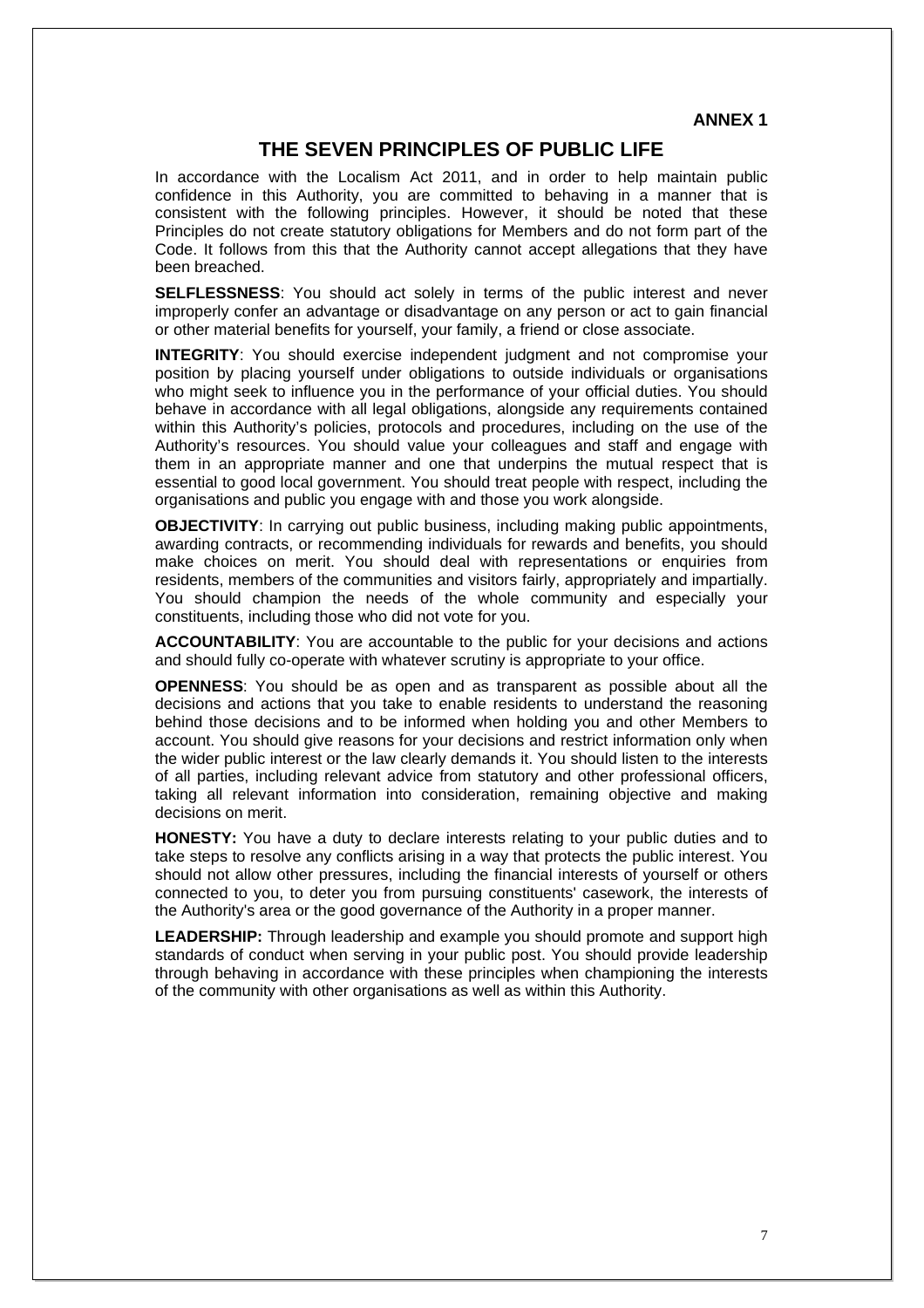**ANNEX 1**

# THE SEVEN PRINCIPLES OF PUBLIC LIFE

In accordance with the Localism Act 2011, and in order to help maintain public confidence in this Authority, you are committed to behaving in a manner that is consistent with the following principles. However, it should be noted that these Principles do not create statutory obligations for Members and do not form part of the Code. It follows from this that the Authority cannot accept allegations that they have been breached.

**SELFLESSNESS**: You should act solely in terms of the public interest and never improperly confer an advantage or disadvantage on any person or act to gain financial or other material benefits for yourself, your family, a friend or close associate.

**INTEGRITY**: You should exercise independent judgment and not compromise your position by placing yourself under obligations to outside individuals or organisations who might seek to influence you in the performance of your official duties. You should behave in accordance with all legal obligations, alongside any requirements contained within this Authority's policies, protocols and procedures, including on the use of the Authority's resources. You should value your colleagues and staff and engage with them in an appropriate manner and one that underpins the mutual respect that is essential to good local government. You should treat people with respect, including the organisations and public you engage with and those you work alongside.

**OBJECTIVITY**: In carrying out public business, including making public appointments, awarding contracts, or recommending individuals for rewards and benefits, you should make choices on merit. You should deal with representations or enquiries from residents, members of the communities and visitors fairly, appropriately and impartially. You should champion the needs of the whole community and especially your constituents, including those who did not vote for you.

**ACCOUNTABILITY**: You are accountable to the public for your decisions and actions and should fully co-operate with whatever scrutiny is appropriate to your office.

**OPENNESS**: You should be as open and as transparent as possible about all the decisions and actions that you take to enable residents to understand the reasoning behind those decisions and to be informed when holding you and other Members to account. You should give reasons for your decisions and restrict information only when the wider public interest or the law clearly demands it. You should listen to the interests of all parties, including relevant advice from statutory and other professional officers, taking all relevant information into consideration, remaining objective and making decisions on merit.

**HONESTY:** You have a duty to declare interests relating to your public duties and to take steps to resolve any conflicts arising in a way that protects the public interest. You should not allow other pressures, including the financial interests of yourself or others connected to you, to deter you from pursuing constituents' casework, the interests of the Authority's area or the good governance of the Authority in a proper manner.

**LEADERSHIP:** Through leadership and example you should promote and support high standards of conduct when serving in your public post. You should provide leadership through behaving in accordance with these principles when championing the interests of the community with other organisations as well as within this Authority.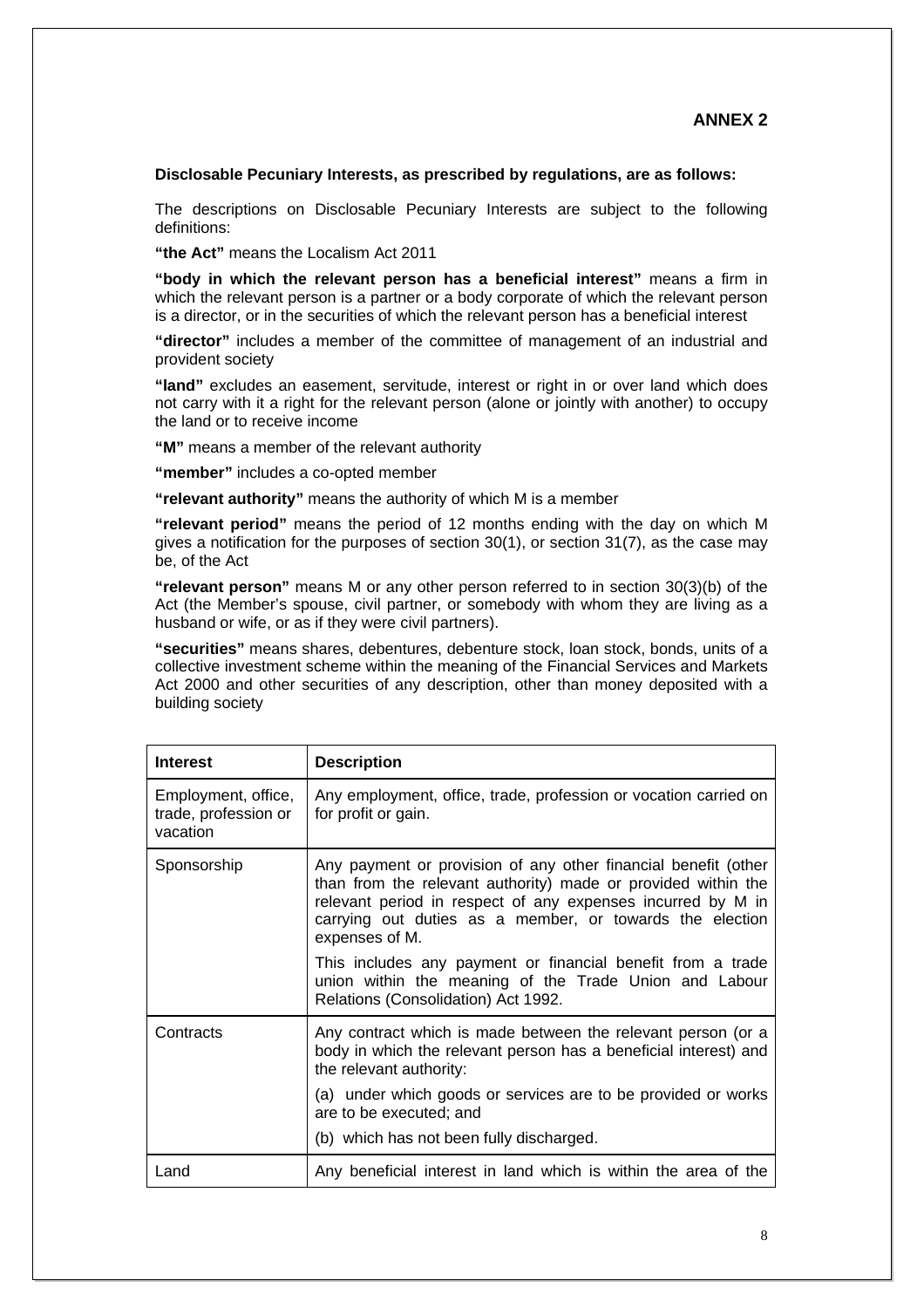## ANNEX 2

**Disclosable Pecuniary Interests, as prescribed by regulations, are as follows:**

The descriptions on Disclosable Pecuniary Interests are subject to the following definitions:

**"the Act"** means the Localism Act 2011

**"body in which the relevant person has a beneficial interest"** means a firm in which the relevant person is a partner or a body corporate of which the relevant person is a director, or in the securities of which the relevant person has a beneficial interest

**"director"** includes a member of the committee of management of an industrial and provident society

**"land"** excludes an easement, servitude, interest or right in or over land which does not carry with it a right for the relevant person (alone or jointly with another) to occupy the land or to receive income

**"M"** means a member of the relevant authority

**"member"** includes a co-opted member

**"relevant authority"** means the authority of which M is a member

**"relevant period"** means the period of 12 months ending with the day on which M gives a notification for the purposes of section 30(1), or section 31(7), as the case may be, of the Act

**"relevant person"** means M or any other person referred to in section 30(3)(b) of the Act (the Member's spouse, civil partner, or somebody with whom they are living as a husband or wife, or as if they were civil partners).

**"securities"** means shares, debentures, debenture stock, loan stock, bonds, units of a collective investment scheme within the meaning of the Financial Services and Markets Act 2000 and other securities of any description, other than money deposited with a building society

| **Interest** | **Description** |
|---|---|
| Employment, office, trade, profession or vacation | Any employment, office, trade, profession or vocation carried on for profit or gain. |
| Sponsorship | Any payment or provision of any other financial benefit (other than from the relevant authority) made or provided within the relevant period in respect of any expenses incurred by M in carrying out duties as a member, or towards the election expenses of M.<br><br>This includes any payment or financial benefit from a trade union within the meaning of the Trade Union and Labour Relations (Consolidation) Act 1992. |
| Contracts | Any contract which is made between the relevant person (or a body in which the relevant person has a beneficial interest) and the relevant authority:<br><br>(a) under which goods or services are to be provided or works are to be executed; and<br><br>(b) which has not been fully discharged. |
| Land | Any beneficial interest in land which is within the area of the |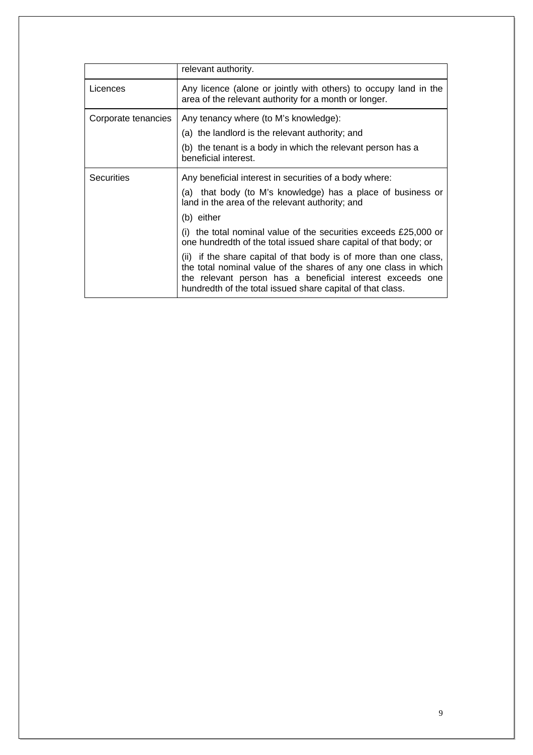| | |
|---|---|
| | relevant authority. |
| Licences | Any licence (alone or jointly with others) to occupy land in the area of the relevant authority for a month or longer. |
| Corporate tenancies | Any tenancy where (to M's knowledge):<br>(a) the landlord is the relevant authority; and<br>(b) the tenant is a body in which the relevant person has a beneficial interest. |
| Securities | Any beneficial interest in securities of a body where:<br>(a) that body (to M's knowledge) has a place of business or land in the area of the relevant authority; and<br>(b) either<br>(i) the total nominal value of the securities exceeds £25,000 or one hundredth of the total issued share capital of that body; or<br>(ii) if the share capital of that body is of more than one class, the total nominal value of the shares of any one class in which the relevant person has a beneficial interest exceeds one hundredth of the total issued share capital of that class. |